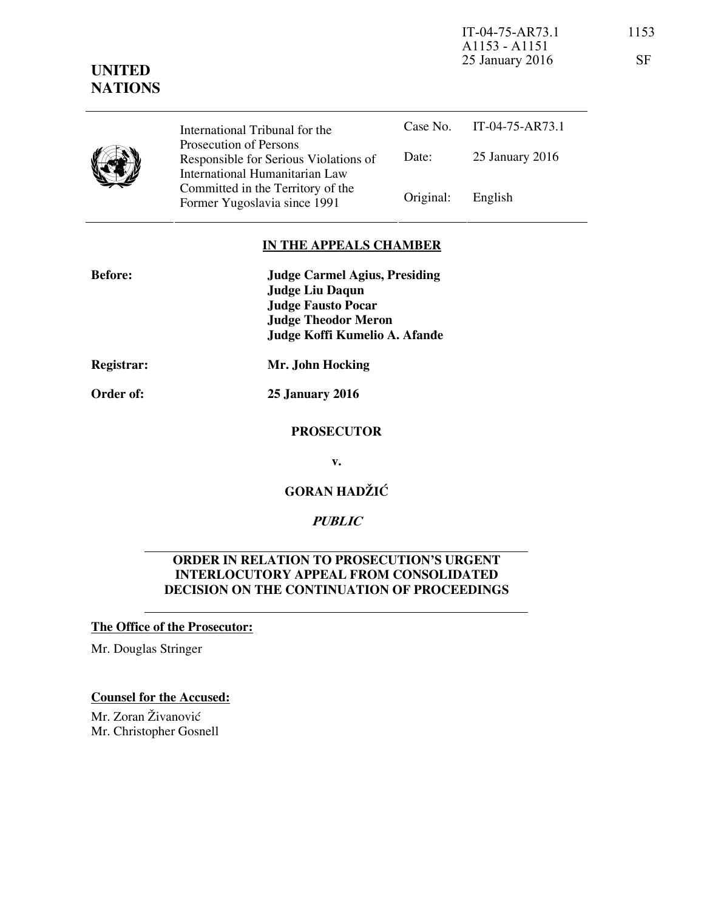IT-04-75-AR73.1
A1153 - A1151
25 January 2016

1153

SF

**UNITED NATIONS**

| | International Tribunal for the Prosecution of Persons Responsible for Serious Violations of International Humanitarian Law Committed in the Territory of the Former Yugoslavia since 1991 | Case No. | IT-04-75-AR73.1 |
|---|---|---|---|
| | | Date: | 25 January 2016 |
| | | Original: | English |

## IN THE APPEALS CHAMBER

**Before:** **Judge Carmel Agius, Presiding**
**Judge Liu Daqun**
**Judge Fausto Pocar**
**Judge Theodor Meron**
**Judge Koffi Kumelio A. Afanđe**

**Registrar:** **Mr. John Hocking**

**Order of:** **25 January 2016**

**PROSECUTOR**

**v.**

**GORAN HADŽIĆ**

***PUBLIC***

**ORDER IN RELATION TO PROSECUTION'S URGENT INTERLOCUTORY APPEAL FROM CONSOLIDATED DECISION ON THE CONTINUATION OF PROCEEDINGS**

**The Office of the Prosecutor:**

Mr. Douglas Stringer

**Counsel for the Accused:**

Mr. Zoran Živanović
Mr. Christopher Gosnell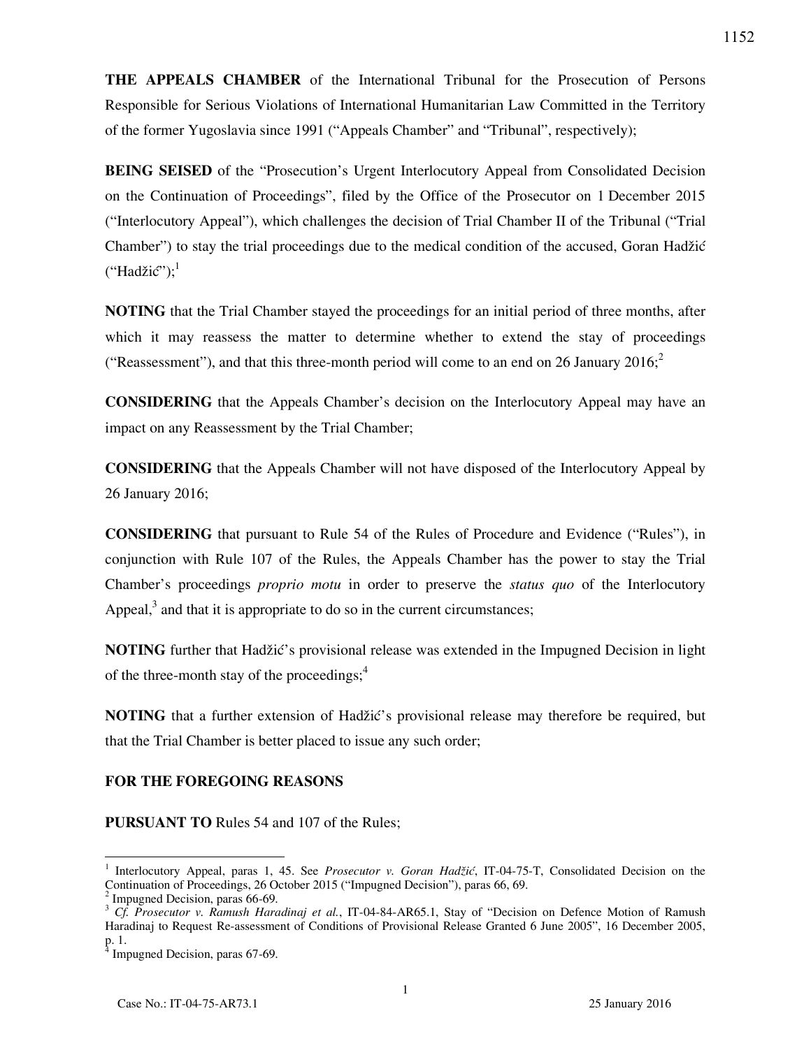**THE APPEALS CHAMBER** of the International Tribunal for the Prosecution of Persons Responsible for Serious Violations of International Humanitarian Law Committed in the Territory of the former Yugoslavia since 1991 ("Appeals Chamber" and "Tribunal", respectively);

**BEING SEISED** of the "Prosecution's Urgent Interlocutory Appeal from Consolidated Decision on the Continuation of Proceedings", filed by the Office of the Prosecutor on 1 December 2015 ("Interlocutory Appeal"), which challenges the decision of Trial Chamber II of the Tribunal ("Trial Chamber") to stay the trial proceedings due to the medical condition of the accused, Goran Hadžić ("Hadžić");[1]

**NOTING** that the Trial Chamber stayed the proceedings for an initial period of three months, after which it may reassess the matter to determine whether to extend the stay of proceedings ("Reassessment"), and that this three-month period will come to an end on 26 January 2016;[2]

**CONSIDERING** that the Appeals Chamber's decision on the Interlocutory Appeal may have an impact on any Reassessment by the Trial Chamber;

**CONSIDERING** that the Appeals Chamber will not have disposed of the Interlocutory Appeal by 26 January 2016;

**CONSIDERING** that pursuant to Rule 54 of the Rules of Procedure and Evidence ("Rules"), in conjunction with Rule 107 of the Rules, the Appeals Chamber has the power to stay the Trial Chamber's proceedings *proprio motu* in order to preserve the *status quo* of the Interlocutory Appeal,[3] and that it is appropriate to do so in the current circumstances;

**NOTING** further that Hadžić's provisional release was extended in the Impugned Decision in light of the three-month stay of the proceedings;[4]

**NOTING** that a further extension of Hadžić's provisional release may therefore be required, but that the Trial Chamber is better placed to issue any such order;

**FOR THE FOREGOING REASONS**

**PURSUANT TO** Rules 54 and 107 of the Rules;

---

[1] Interlocutory Appeal, paras 1, 45. See *Prosecutor v. Goran Hadžić*, IT-04-75-T, Consolidated Decision on the Continuation of Proceedings, 26 October 2015 ("Impugned Decision"), paras 66, 69.

[2] Impugned Decision, paras 66-69.

[3] *Cf. Prosecutor v. Ramush Haradinaj et al.*, IT-04-84-AR65.1, Stay of "Decision on Defence Motion of Ramush Haradinaj to Request Re-assessment of Conditions of Provisional Release Granted 6 June 2005", 16 December 2005, p. 1.

[4] Impugned Decision, paras 67-69.

Case No.: IT-04-75-AR73.1 25 January 2016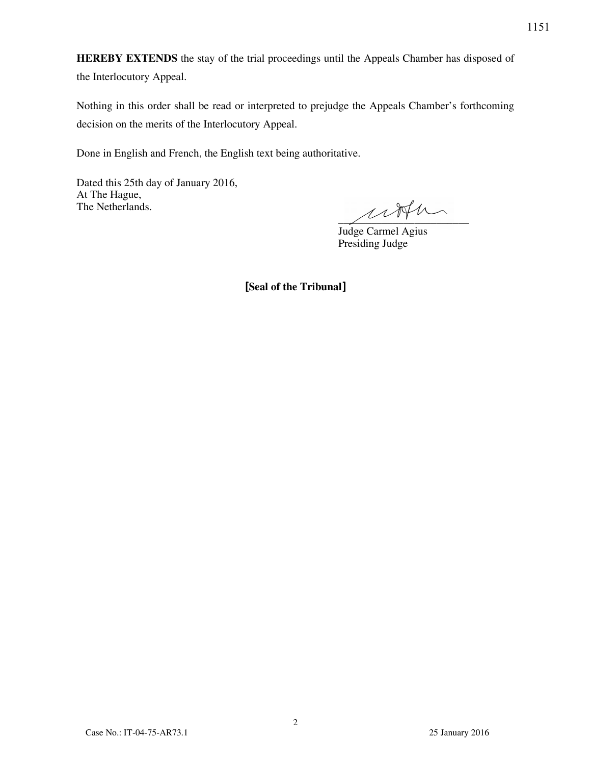**HEREBY EXTENDS** the stay of the trial proceedings until the Appeals Chamber has disposed of the Interlocutory Appeal.

Nothing in this order shall be read or interpreted to prejudge the Appeals Chamber's forthcoming decision on the merits of the Interlocutory Appeal.

Done in English and French, the English text being authoritative.

Dated this 25th day of January 2016,
At The Hague,
The Netherlands.

Judge Carmel Agius
Presiding Judge

**[Seal of the Tribunal]**